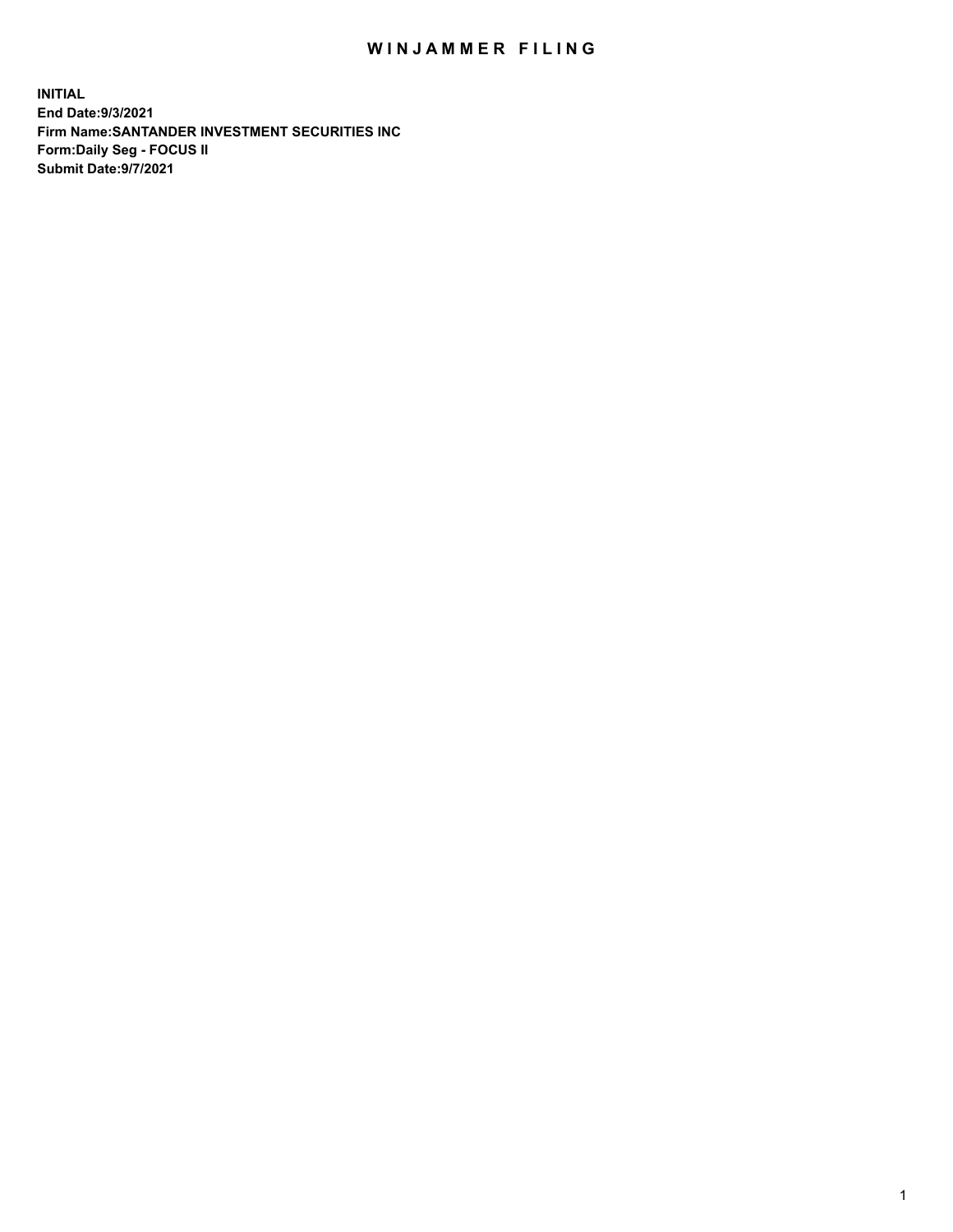# WINJAMMER FILING

**INITIAL**
**End Date:9/3/2021**
**Firm Name:SANTANDER INVESTMENT SECURITIES INC**
**Form:Daily Seg - FOCUS II**
**Submit Date:9/7/2021**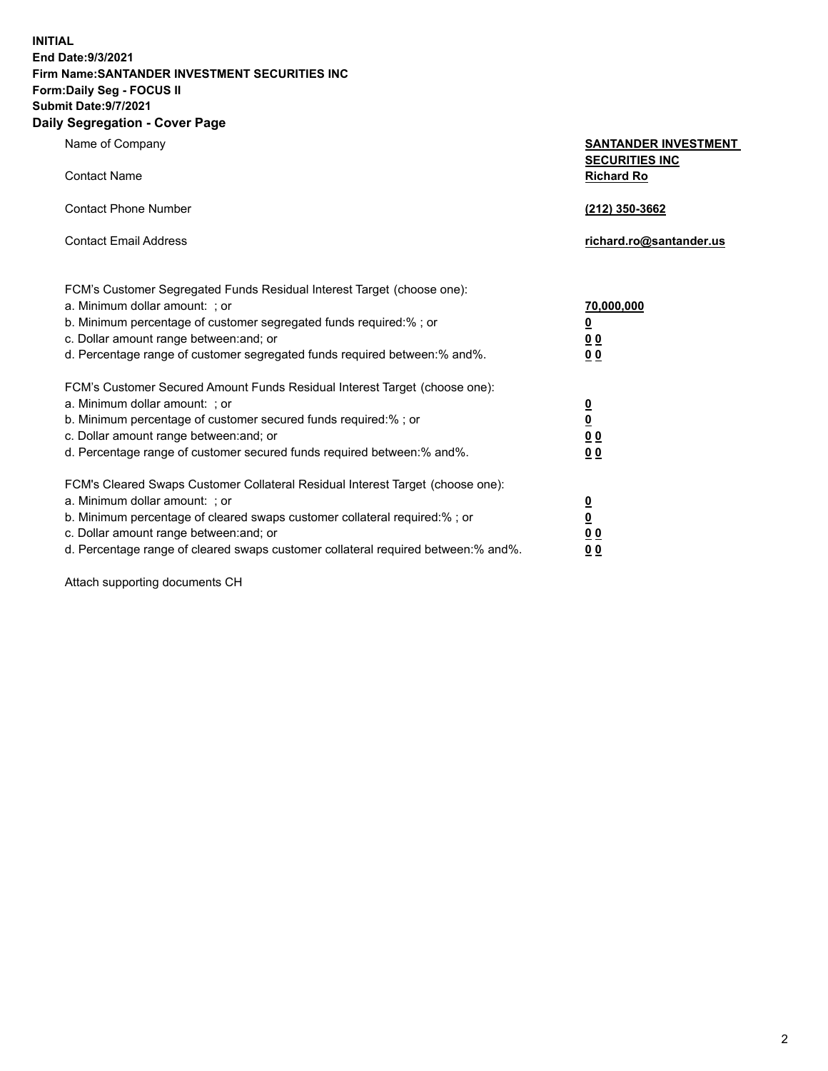**INITIAL**
**End Date:9/3/2021**
**Firm Name:SANTANDER INVESTMENT SECURITIES INC**
**Form:Daily Seg - FOCUS II**
**Submit Date:9/7/2021**

## Daily Segregation - Cover Page

| | |
|---|---|
| Name of Company | **SANTANDER INVESTMENT SECURITIES INC** |
| Contact Name | **Richard Ro** |
| Contact Phone Number | **(212) 350-3662** |
| Contact Email Address | **richard.ro@santander.us** |

| | |
|---|---|
| FCM's Customer Segregated Funds Residual Interest Target (choose one): | |
| a. Minimum dollar amount: ; or | **70,000,000** |
| b. Minimum percentage of customer segregated funds required:% ; or | **0** |
| c. Dollar amount range between:and; or | **0 0** |
| d. Percentage range of customer segregated funds required between:% and%. | **0 0** |
| FCM's Customer Secured Amount Funds Residual Interest Target (choose one): | |
| a. Minimum dollar amount: ; or | **0** |
| b. Minimum percentage of customer secured funds required:% ; or | **0** |
| c. Dollar amount range between:and; or | **0 0** |
| d. Percentage range of customer secured funds required between:% and%. | **0 0** |
| FCM's Cleared Swaps Customer Collateral Residual Interest Target (choose one): | |
| a. Minimum dollar amount: ; or | **0** |
| b. Minimum percentage of cleared swaps customer collateral required:% ; or | **0** |
| c. Dollar amount range between:and; or | **0 0** |
| d. Percentage range of cleared swaps customer collateral required between:% and%. | **0 0** |

Attach supporting documents CH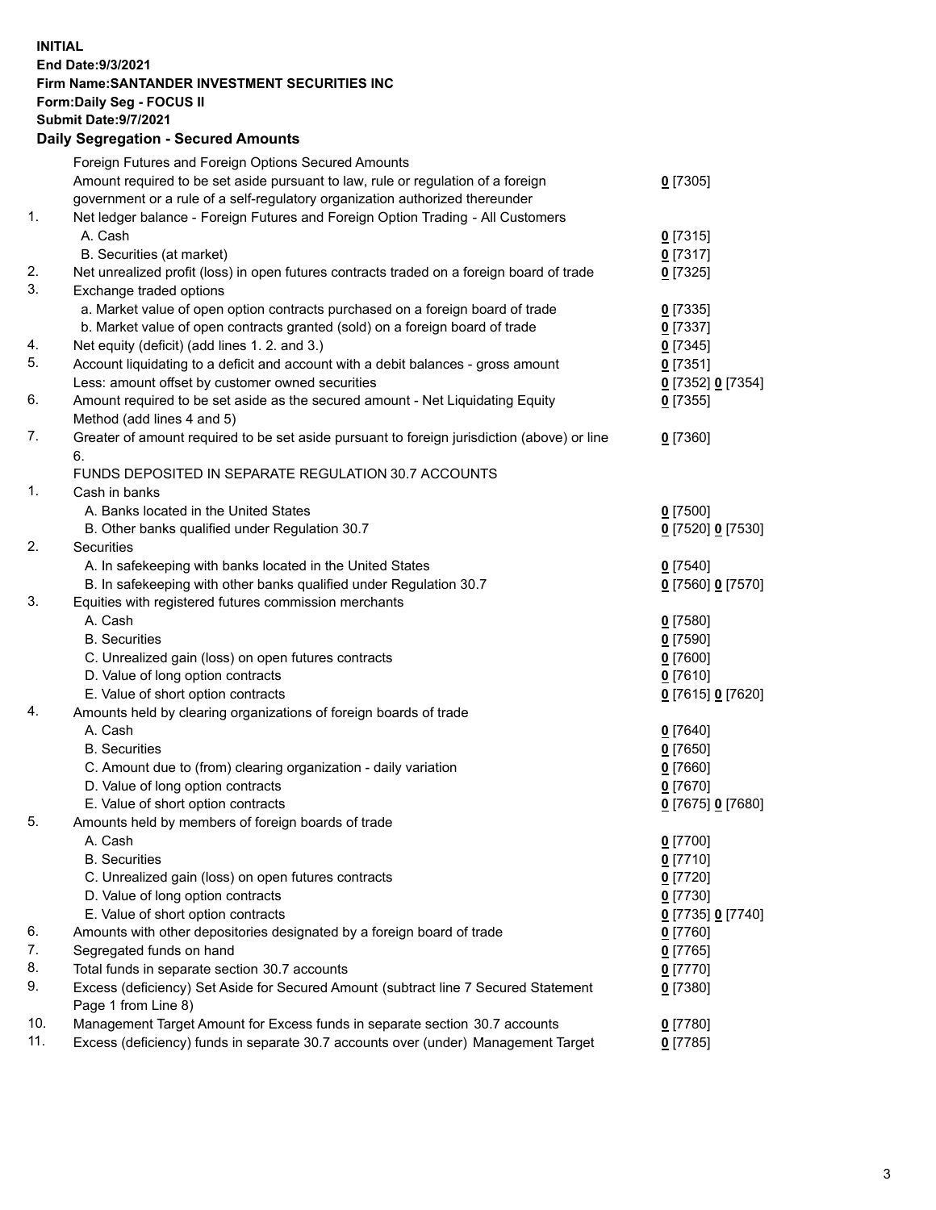**INITIAL**
**End Date:9/3/2021**
**Firm Name:SANTANDER INVESTMENT SECURITIES INC**
**Form:Daily Seg - FOCUS II**
**Submit Date:9/7/2021**

**Daily Segregation - Secured Amounts**

| | | |
|---|---|---|
| | Foreign Futures and Foreign Options Secured Amounts | |
| | Amount required to be set aside pursuant to law, rule or regulation of a foreign government or a rule of a self-regulatory organization authorized thereunder | **0** [7305] |
| 1. | Net ledger balance - Foreign Futures and Foreign Option Trading - All Customers | |
| | A. Cash | **0** [7315] |
| | B. Securities (at market) | **0** [7317] |
| 2. | Net unrealized profit (loss) in open futures contracts traded on a foreign board of trade | **0** [7325] |
| 3. | Exchange traded options | |
| | a. Market value of open option contracts purchased on a foreign board of trade | **0** [7335] |
| | b. Market value of open contracts granted (sold) on a foreign board of trade | **0** [7337] |
| 4. | Net equity (deficit) (add lines 1. 2. and 3.) | **0** [7345] |
| 5. | Account liquidating to a deficit and account with a debit balances - gross amount | **0** [7351] |
| | Less: amount offset by customer owned securities | **0** [7352] **0** [7354] |
| 6. | Amount required to be set aside as the secured amount - Net Liquidating Equity Method (add lines 4 and 5) | **0** [7355] |
| 7. | Greater of amount required to be set aside pursuant to foreign jurisdiction (above) or line 6. | **0** [7360] |
| | FUNDS DEPOSITED IN SEPARATE REGULATION 30.7 ACCOUNTS | |
| 1. | Cash in banks | |
| | A. Banks located in the United States | **0** [7500] |
| | B. Other banks qualified under Regulation 30.7 | **0** [7520] **0** [7530] |
| 2. | Securities | |
| | A. In safekeeping with banks located in the United States | **0** [7540] |
| | B. In safekeeping with other banks qualified under Regulation 30.7 | **0** [7560] **0** [7570] |
| 3. | Equities with registered futures commission merchants | |
| | A. Cash | **0** [7580] |
| | B. Securities | **0** [7590] |
| | C. Unrealized gain (loss) on open futures contracts | **0** [7600] |
| | D. Value of long option contracts | **0** [7610] |
| | E. Value of short option contracts | **0** [7615] **0** [7620] |
| 4. | Amounts held by clearing organizations of foreign boards of trade | |
| | A. Cash | **0** [7640] |
| | B. Securities | **0** [7650] |
| | C. Amount due to (from) clearing organization - daily variation | **0** [7660] |
| | D. Value of long option contracts | **0** [7670] |
| | E. Value of short option contracts | **0** [7675] **0** [7680] |
| 5. | Amounts held by members of foreign boards of trade | |
| | A. Cash | **0** [7700] |
| | B. Securities | **0** [7710] |
| | C. Unrealized gain (loss) on open futures contracts | **0** [7720] |
| | D. Value of long option contracts | **0** [7730] |
| | E. Value of short option contracts | **0** [7735] **0** [7740] |
| 6. | Amounts with other depositories designated by a foreign board of trade | **0** [7760] |
| 7. | Segregated funds on hand | **0** [7765] |
| 8. | Total funds in separate section 30.7 accounts | **0** [7770] |
| 9. | Excess (deficiency) Set Aside for Secured Amount (subtract line 7 Secured Statement Page 1 from Line 8) | **0** [7380] |
| 10. | Management Target Amount for Excess funds in separate section 30.7 accounts | **0** [7780] |
| 11. | Excess (deficiency) funds in separate 30.7 accounts over (under) Management Target | **0** [7785] |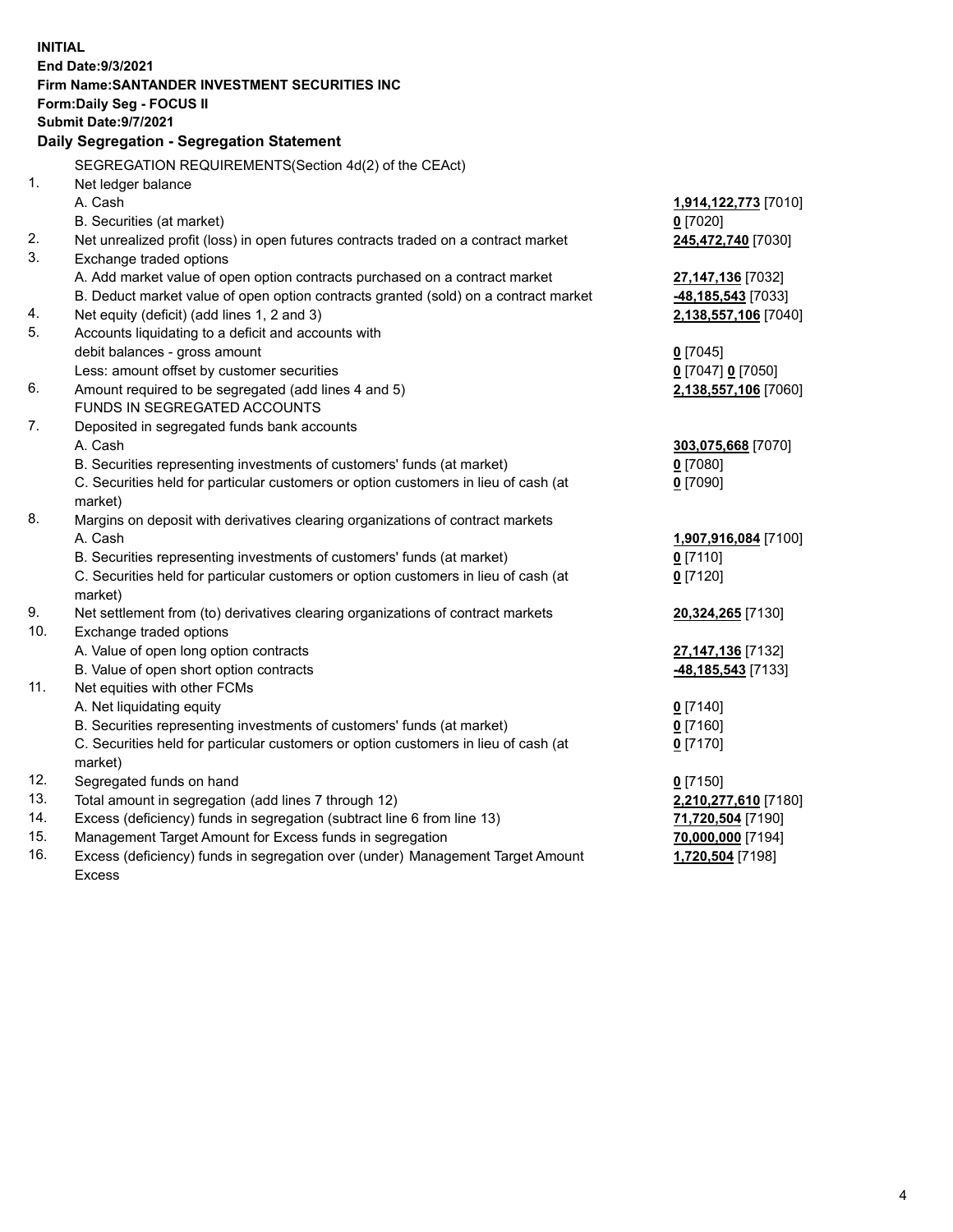**INITIAL**
**End Date:9/3/2021**
**Firm Name:SANTANDER INVESTMENT SECURITIES INC**
**Form:Daily Seg - FOCUS II**
**Submit Date:9/7/2021**

## Daily Segregation - Segregation Statement

| | | |
|---|---|---|
| | SEGREGATION REQUIREMENTS(Section 4d(2) of the CEAct) | |
| 1. | Net ledger balance | |
| | A. Cash | **1,914,122,773** [7010] |
| | B. Securities (at market) | **0** [7020] |
| 2. | Net unrealized profit (loss) in open futures contracts traded on a contract market | **245,472,740** [7030] |
| 3. | Exchange traded options | |
| | A. Add market value of open option contracts purchased on a contract market | **27,147,136** [7032] |
| | B. Deduct market value of open option contracts granted (sold) on a contract market | **-48,185,543** [7033] |
| 4. | Net equity (deficit) (add lines 1, 2 and 3) | **2,138,557,106** [7040] |
| 5. | Accounts liquidating to a deficit and accounts with debit balances - gross amount | **0** [7045] |
| | Less: amount offset by customer securities | **0** [7047] **0** [7050] |
| 6. | Amount required to be segregated (add lines 4 and 5) | **2,138,557,106** [7060] |
| | FUNDS IN SEGREGATED ACCOUNTS | |
| 7. | Deposited in segregated funds bank accounts | |
| | A. Cash | **303,075,668** [7070] |
| | B. Securities representing investments of customers' funds (at market) | **0** [7080] |
| | C. Securities held for particular customers or option customers in lieu of cash (at market) | **0** [7090] |
| 8. | Margins on deposit with derivatives clearing organizations of contract markets | |
| | A. Cash | **1,907,916,084** [7100] |
| | B. Securities representing investments of customers' funds (at market) | **0** [7110] |
| | C. Securities held for particular customers or option customers in lieu of cash (at market) | **0** [7120] |
| 9. | Net settlement from (to) derivatives clearing organizations of contract markets | **20,324,265** [7130] |
| 10. | Exchange traded options | |
| | A. Value of open long option contracts | **27,147,136** [7132] |
| | B. Value of open short option contracts | **-48,185,543** [7133] |
| 11. | Net equities with other FCMs | |
| | A. Net liquidating equity | **0** [7140] |
| | B. Securities representing investments of customers' funds (at market) | **0** [7160] |
| | C. Securities held for particular customers or option customers in lieu of cash (at market) | **0** [7170] |
| 12. | Segregated funds on hand | **0** [7150] |
| 13. | Total amount in segregation (add lines 7 through 12) | **2,210,277,610** [7180] |
| 14. | Excess (deficiency) funds in segregation (subtract line 6 from line 13) | **71,720,504** [7190] |
| 15. | Management Target Amount for Excess funds in segregation | **70,000,000** [7194] |
| 16. | Excess (deficiency) funds in segregation over (under) Management Target Amount Excess | **1,720,504** [7198] |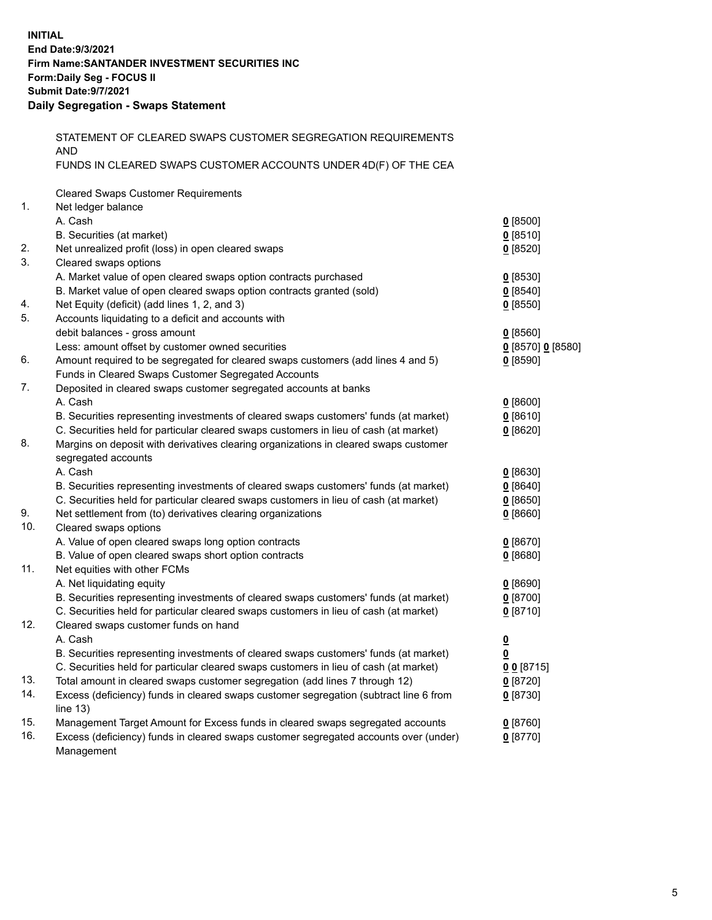**INITIAL**
**End Date:9/3/2021**
**Firm Name:SANTANDER INVESTMENT SECURITIES INC**
**Form:Daily Seg - FOCUS II**
**Submit Date:9/7/2021**
**Daily Segregation - Swaps Statement**

STATEMENT OF CLEARED SWAPS CUSTOMER SEGREGATION REQUIREMENTS AND FUNDS IN CLEARED SWAPS CUSTOMER ACCOUNTS UNDER 4D(F) OF THE CEA

| | | |
|---|---|---|
| | Cleared Swaps Customer Requirements | |
| 1. | Net ledger balance | |
| | A. Cash | 0 [8500] |
| | B. Securities (at market) | 0 [8510] |
| 2. | Net unrealized profit (loss) in open cleared swaps | 0 [8520] |
| 3. | Cleared swaps options | |
| | A. Market value of open cleared swaps option contracts purchased | 0 [8530] |
| | B. Market value of open cleared swaps option contracts granted (sold) | 0 [8540] |
| 4. | Net Equity (deficit) (add lines 1, 2, and 3) | 0 [8550] |
| 5. | Accounts liquidating to a deficit and accounts with debit balances - gross amount | 0 [8560] |
| | Less: amount offset by customer owned securities | 0 [8570] 0 [8580] |
| 6. | Amount required to be segregated for cleared swaps customers (add lines 4 and 5) | 0 [8590] |
| | Funds in Cleared Swaps Customer Segregated Accounts | |
| 7. | Deposited in cleared swaps customer segregated accounts at banks | |
| | A. Cash | 0 [8600] |
| | B. Securities representing investments of cleared swaps customers' funds (at market) | 0 [8610] |
| | C. Securities held for particular cleared swaps customers in lieu of cash (at market) | 0 [8620] |
| 8. | Margins on deposit with derivatives clearing organizations in cleared swaps customer segregated accounts | |
| | A. Cash | 0 [8630] |
| | B. Securities representing investments of cleared swaps customers' funds (at market) | 0 [8640] |
| | C. Securities held for particular cleared swaps customers in lieu of cash (at market) | 0 [8650] |
| 9. | Net settlement from (to) derivatives clearing organizations | 0 [8660] |
| 10. | Cleared swaps options | |
| | A. Value of open cleared swaps long option contracts | 0 [8670] |
| | B. Value of open cleared swaps short option contracts | 0 [8680] |
| 11. | Net equities with other FCMs | |
| | A. Net liquidating equity | 0 [8690] |
| | B. Securities representing investments of cleared swaps customers' funds (at market) | 0 [8700] |
| | C. Securities held for particular cleared swaps customers in lieu of cash (at market) | 0 [8710] |
| 12. | Cleared swaps customer funds on hand | |
| | A. Cash | 0 |
| | B. Securities representing investments of cleared swaps customers' funds (at market) | 0 |
| | C. Securities held for particular cleared swaps customers in lieu of cash (at market) | 0 0 [8715] |
| 13. | Total amount in cleared swaps customer segregation (add lines 7 through 12) | 0 [8720] |
| 14. | Excess (deficiency) funds in cleared swaps customer segregation (subtract line 6 from line 13) | 0 [8730] |
| 15. | Management Target Amount for Excess funds in cleared swaps segregated accounts | 0 [8760] |
| 16. | Excess (deficiency) funds in cleared swaps customer segregated accounts over (under) Management | 0 [8770] |